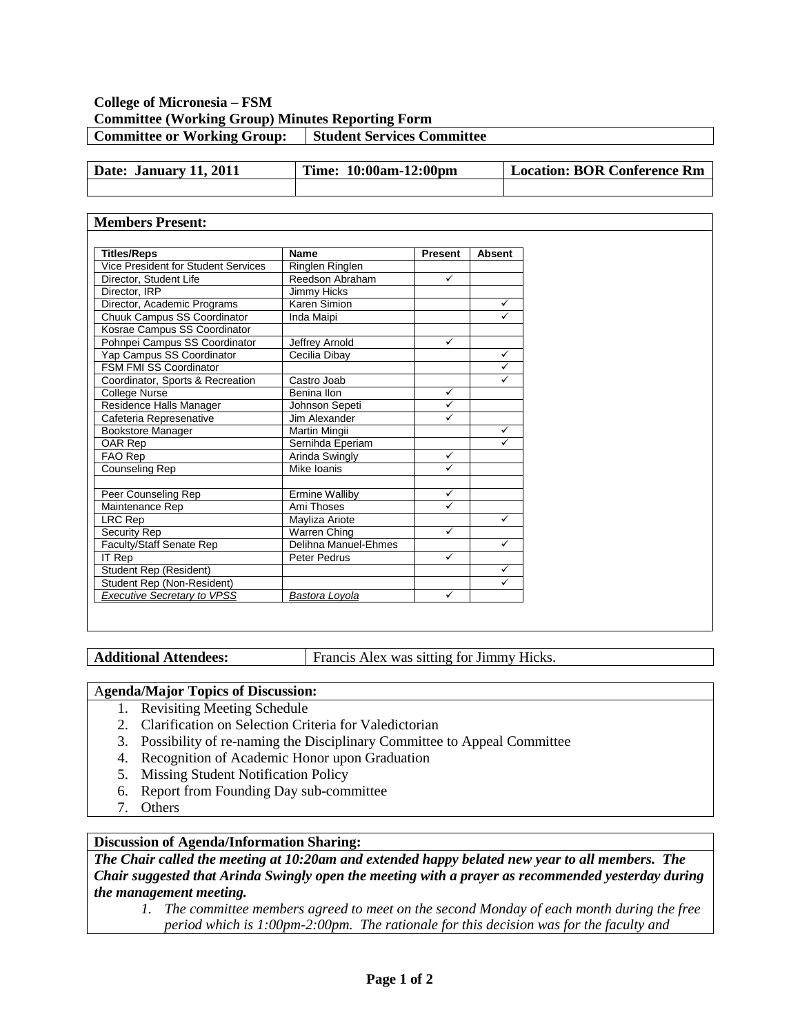**College of Micronesia – FSM**
**Committee (Working Group) Minutes Reporting Form**

| **Committee or Working Group:** | **Student Services Committee** |
|---|---|

| **Date: January 11, 2011** | **Time: 10:00am-12:00pm** | **Location: BOR Conference Rm** |
|---|---|---|
| | | |

**Members Present:**

| Titles/Reps | Name | Present | Absent |
|---|---|---|---|
| Vice President for Student Services | Ringlen Ringlen | | |
| Director, Student Life | Reedson Abraham | ✓ | |
| Director, IRP | Jimmy Hicks | | |
| Director, Academic Programs | Karen Simion | | ✓ |
| Chuuk Campus SS Coordinator | Inda Maipi | | ✓ |
| Kosrae Campus SS Coordinator | | | |
| Pohnpei Campus SS Coordinator | Jeffrey Arnold | ✓ | |
| Yap Campus SS Coordinator | Cecilia Dibay | | ✓ |
| FSM FMI SS Coordinator | | | ✓ |
| Coordinator, Sports & Recreation | Castro Joab | | ✓ |
| College Nurse | Benina Ilon | ✓ | |
| Residence Halls Manager | Johnson Sepeti | ✓ | |
| Cafeteria Represenative | Jim Alexander | ✓ | |
| Bookstore Manager | Martin Mingii | | ✓ |
| OAR Rep | Sernihda Eperiam | | ✓ |
| FAO Rep | Arinda Swingly | ✓ | |
| Counseling Rep | Mike Ioanis | ✓ | |
| | | | |
| Peer Counseling Rep | Ermine Walliby | ✓ | |
| Maintenance Rep | Ami Thoses | ✓ | |
| LRC Rep | Mayliza Ariote | | ✓ |
| Security Rep | Warren Ching | ✓ | |
| Faculty/Staff Senate Rep | Delihna Manuel-Ehmes | | ✓ |
| IT Rep | Peter Pedrus | ✓ | |
| Student Rep (Resident) | | | ✓ |
| Student Rep (Non-Resident) | | | ✓ |
| *Executive Secretary to VPSS* | *Bastora Loyola* | ✓ | |

| **Additional Attendees:** | Francis Alex was sitting for Jimmy Hicks. |
|---|---|

**Agenda/Major Topics of Discussion:**

1. Revisiting Meeting Schedule
2. Clarification on Selection Criteria for Valedictorian
3. Possibility of re-naming the Disciplinary Committee to Appeal Committee
4. Recognition of Academic Honor upon Graduation
5. Missing Student Notification Policy
6. Report from Founding Day sub-committee
7. Others

**Discussion of Agenda/Information Sharing:**

***The Chair called the meeting at 10:20am and extended happy belated new year to all members. The Chair suggested that Arinda Swingly open the meeting with a prayer as recommended yesterday during the management meeting.***

1. *The committee members agreed to meet on the second Monday of each month during the free period which is 1:00pm-2:00pm. The rationale for this decision was for the faculty and*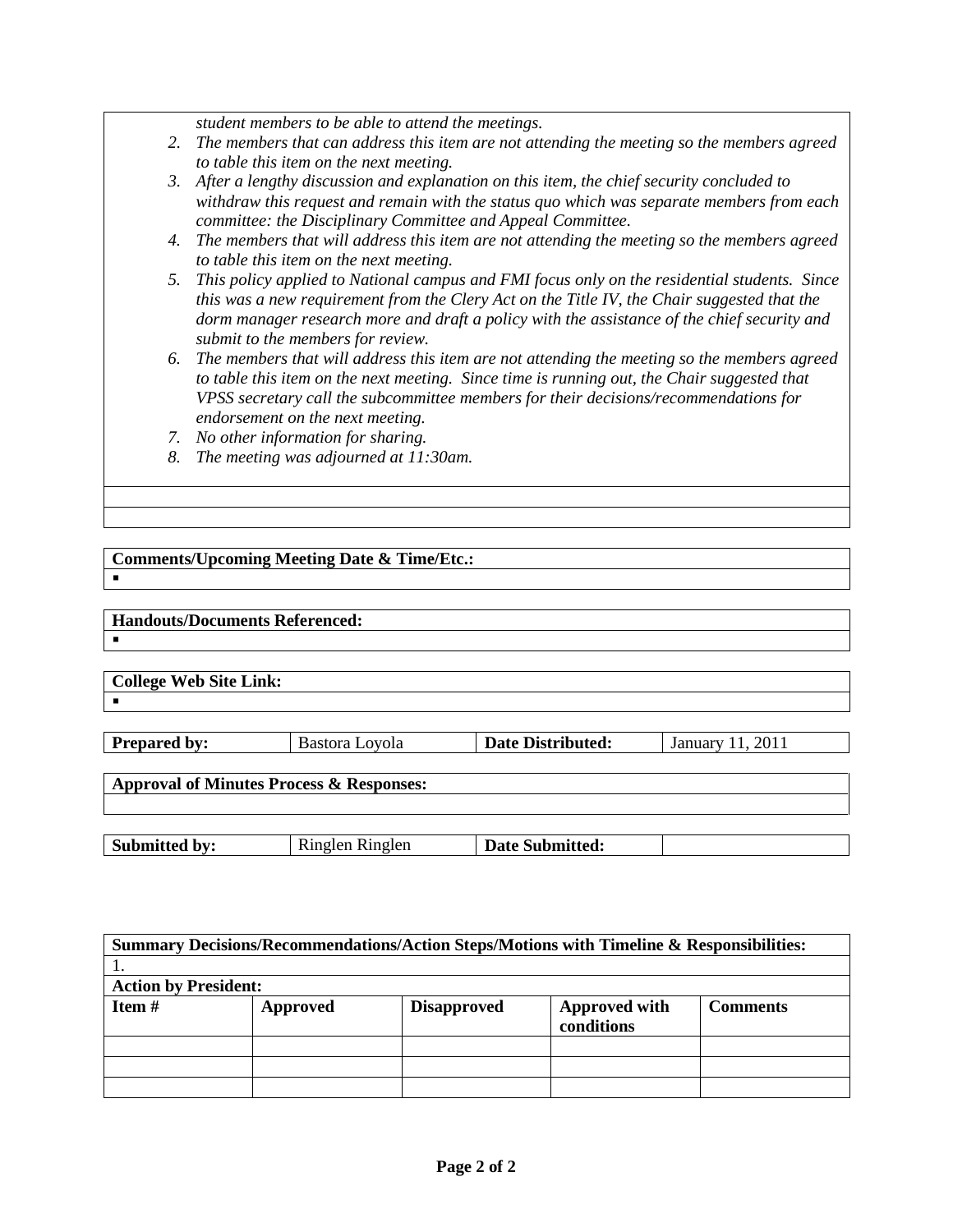*student members to be able to attend the meetings.*

2. *The members that can address this item are not attending the meeting so the members agreed to table this item on the next meeting.*
3. *After a lengthy discussion and explanation on this item, the chief security concluded to withdraw this request and remain with the status quo which was separate members from each committee: the Disciplinary Committee and Appeal Committee.*
4. *The members that will address this item are not attending the meeting so the members agreed to table this item on the next meeting.*
5. *This policy applied to National campus and FMI focus only on the residential students. Since this was a new requirement from the Clery Act on the Title IV, the Chair suggested that the dorm manager research more and draft a policy with the assistance of the chief security and submit to the members for review.*
6. *The members that will address this item are not attending the meeting so the members agreed to table this item on the next meeting. Since time is running out, the Chair suggested that VPSS secretary call the subcommittee members for their decisions/recommendations for endorsement on the next meeting.*
7. *No other information for sharing.*
8. *The meeting was adjourned at 11:30am.*

**Comments/Upcoming Meeting Date & Time/Etc.:**

- 

**Handouts/Documents Referenced:**

- 

**College Web Site Link:**

- 

| | | | |
|---|---|---|---|
| **Prepared by:** | Bastora Loyola | **Date Distributed:** | January 11, 2011 |

**Approval of Minutes Process & Responses:**

| | | | |
|---|---|---|---|
| **Submitted by:** | Ringlen Ringlen | **Date Submitted:** | |

**Summary Decisions/Recommendations/Action Steps/Motions with Timeline & Responsibilities:**

1.

**Action by President:**

| **Item #** | **Approved** | **Disapproved** | **Approved with conditions** | **Comments** |
|---|---|---|---|---|
| | | | | |
| | | | | |
| | | | | |